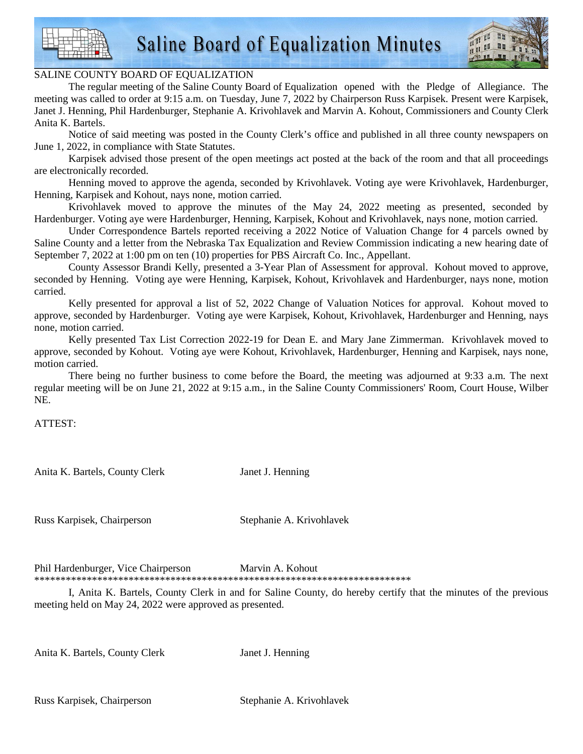# Saline Board of Equalization Minutes

SALINE COUNTY BOARD OF EQUALIZATION

The regular meeting of the Saline County Board of Equalization opened with the Pledge of Allegiance. The meeting was called to order at 9:15 a.m. on Tuesday, June 7, 2022 by Chairperson Russ Karpisek. Present were Karpisek, Janet J. Henning, Phil Hardenburger, Stephanie A. Krivohlavek and Marvin A. Kohout, Commissioners and County Clerk Anita K. Bartels.

Notice of said meeting was posted in the County Clerk's office and published in all three county newspapers on June 1, 2022, in compliance with State Statutes.

Karpisek advised those present of the open meetings act posted at the back of the room and that all proceedings are electronically recorded.

Henning moved to approve the agenda, seconded by Krivohlavek. Voting aye were Krivohlavek, Hardenburger, Henning, Karpisek and Kohout, nays none, motion carried.

Krivohlavek moved to approve the minutes of the May 24, 2022 meeting as presented, seconded by Hardenburger. Voting aye were Hardenburger, Henning, Karpisek, Kohout and Krivohlavek, nays none, motion carried.

Under Correspondence Bartels reported receiving a 2022 Notice of Valuation Change for 4 parcels owned by Saline County and a letter from the Nebraska Tax Equalization and Review Commission indicating a new hearing date of September 7, 2022 at 1:00 pm on ten (10) properties for PBS Aircraft Co. Inc., Appellant.

County Assessor Brandi Kelly, presented a 3-Year Plan of Assessment for approval. Kohout moved to approve, seconded by Henning. Voting aye were Henning, Karpisek, Kohout, Krivohlavek and Hardenburger, nays none, motion carried.

Kelly presented for approval a list of 52, 2022 Change of Valuation Notices for approval. Kohout moved to approve, seconded by Hardenburger. Voting aye were Karpisek, Kohout, Krivohlavek, Hardenburger and Henning, nays none, motion carried.

Kelly presented Tax List Correction 2022-19 for Dean E. and Mary Jane Zimmerman. Krivohlavek moved to approve, seconded by Kohout. Voting aye were Kohout, Krivohlavek, Hardenburger, Henning and Karpisek, nays none, motion carried.

There being no further business to come before the Board, the meeting was adjourned at 9:33 a.m. The next regular meeting will be on June 21, 2022 at 9:15 a.m., in the Saline County Commissioners' Room, Court House, Wilber NE.

ATTEST:

Anita K. Bartels, County Clerk　　　　Janet J. Henning

Russ Karpisek, Chairperson　　　　Stephanie A. Krivohlavek

Phil Hardenburger, Vice Chairperson　　　　Marvin A. Kohout

*************************************************************************

I, Anita K. Bartels, County Clerk in and for Saline County, do hereby certify that the minutes of the previous meeting held on May 24, 2022 were approved as presented.

Anita K. Bartels, County Clerk　　　　Janet J. Henning

Russ Karpisek, Chairperson　　　　Stephanie A. Krivohlavek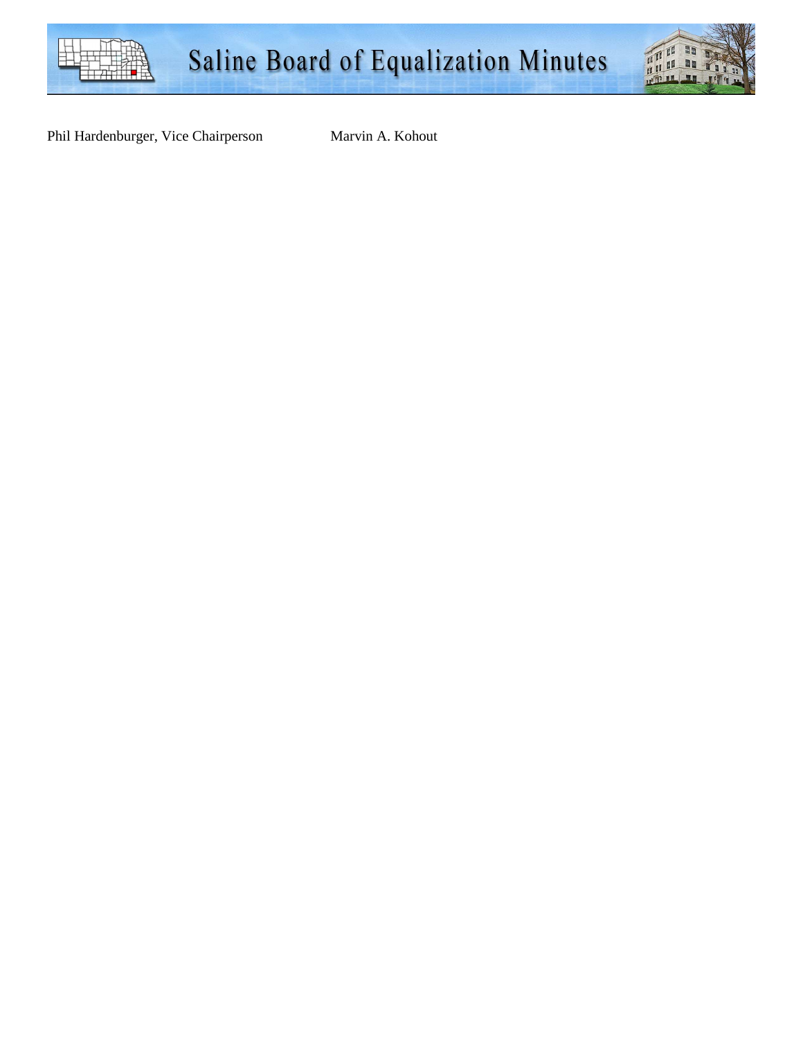Phil Hardenburger, Vice Chairperson    Marvin A. Kohout